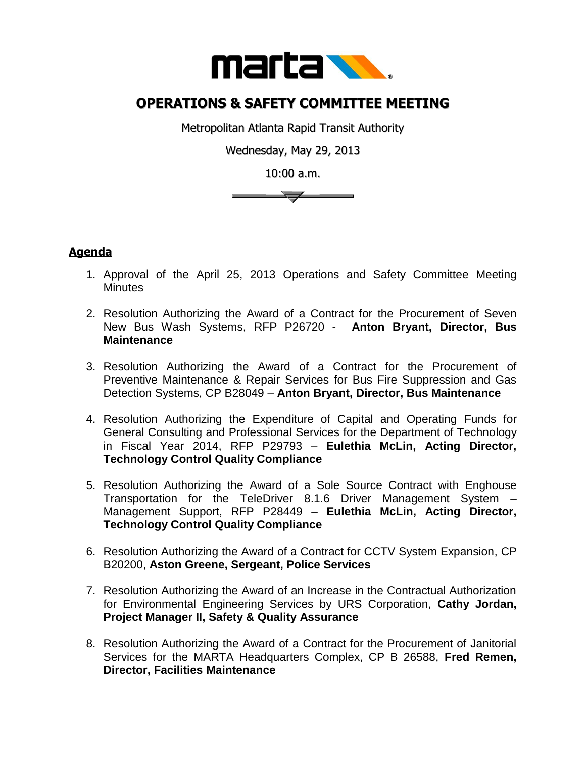# OPERATIONS & SAFETY COMMITTEE MEETING

Metropolitan Atlanta Rapid Transit Authority

Wednesday, May 29, 2013

10:00 a.m.

## Agenda

1. Approval of the April 25, 2013 Operations and Safety Committee Meeting Minutes

2. Resolution Authorizing the Award of a Contract for the Procurement of Seven New Bus Wash Systems, RFP P26720 - **Anton Bryant, Director, Bus Maintenance**

3. Resolution Authorizing the Award of a Contract for the Procurement of Preventive Maintenance & Repair Services for Bus Fire Suppression and Gas Detection Systems, CP B28049 – **Anton Bryant, Director, Bus Maintenance**

4. Resolution Authorizing the Expenditure of Capital and Operating Funds for General Consulting and Professional Services for the Department of Technology in Fiscal Year 2014, RFP P29793 – **Eulethia McLin, Acting Director, Technology Control Quality Compliance**

5. Resolution Authorizing the Award of a Sole Source Contract with Enghouse Transportation for the TeleDriver 8.1.6 Driver Management System – Management Support, RFP P28449 – **Eulethia McLin, Acting Director, Technology Control Quality Compliance**

6. Resolution Authorizing the Award of a Contract for CCTV System Expansion, CP B20200, **Aston Greene, Sergeant, Police Services**

7. Resolution Authorizing the Award of an Increase in the Contractual Authorization for Environmental Engineering Services by URS Corporation, **Cathy Jordan, Project Manager II, Safety & Quality Assurance**

8. Resolution Authorizing the Award of a Contract for the Procurement of Janitorial Services for the MARTA Headquarters Complex, CP B 26588, **Fred Remen, Director, Facilities Maintenance**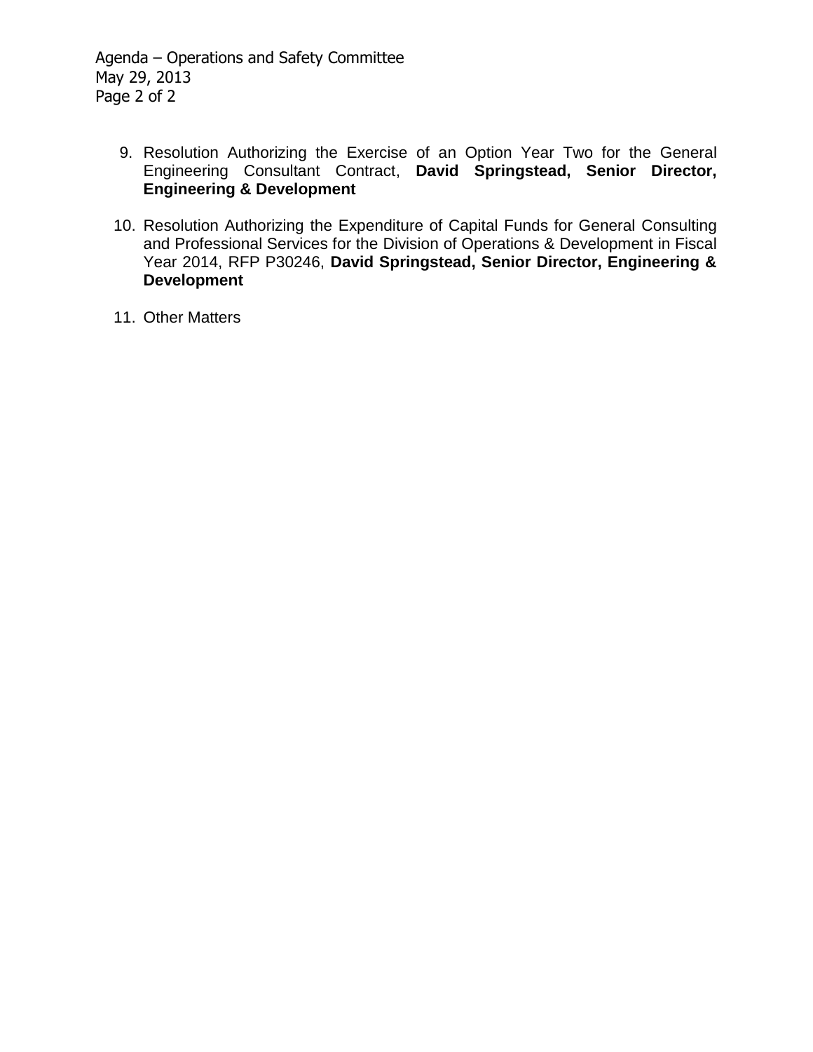9. Resolution Authorizing the Exercise of an Option Year Two for the General Engineering Consultant Contract, **David Springstead, Senior Director, Engineering & Development**

10. Resolution Authorizing the Expenditure of Capital Funds for General Consulting and Professional Services for the Division of Operations & Development in Fiscal Year 2014, RFP P30246, **David Springstead, Senior Director, Engineering & Development**

11. Other Matters